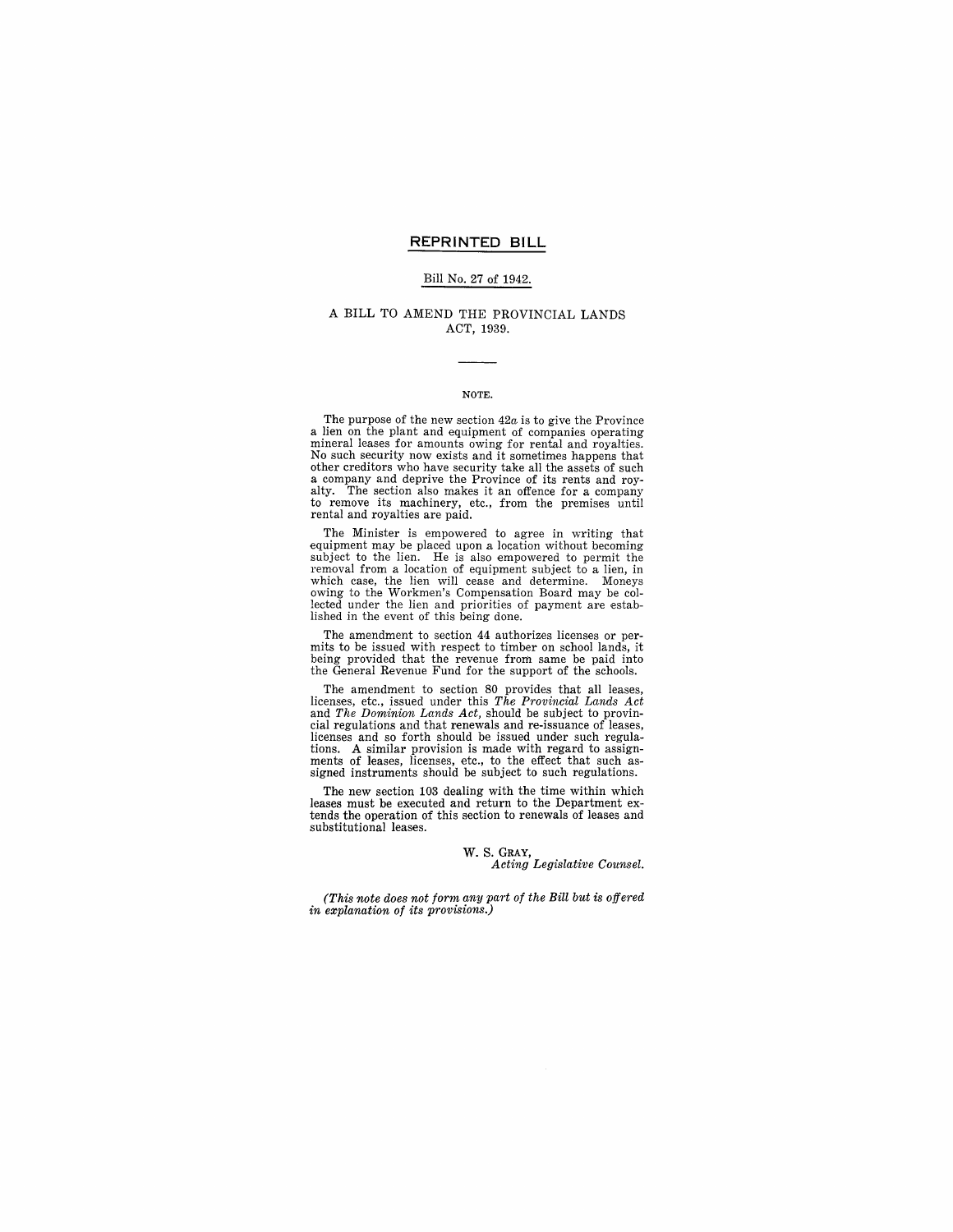## REPRINTED BILL

Bill No. 27 of 1942.

### A BILL TO AMEND THE PROVINCIAL LANDS ACT, 1939.

NOTE.

The purpose of the new section 42*a* is to give the Province a lien on the plant and equipment of companies operating mineral leases for amounts owing for rental and royalties. No such security now exists and it sometimes happens that other creditors who have security take all the assets of such a company and deprive the Province of its rents and royalty. The section also makes it an offence for a company to remove its machinery, etc., from the premises until rental and royalties are paid.

The Minister is empowered to agree in writing that equipment may be placed upon a location without becoming subject to the lien. He is also empowered to permit the removal from a location of equipment subject to a lien, in which case, the lien will cease and determine. Moneys owing to the Workmen's Compensation Board may be collected under the lien and priorities of payment are established in the event of this being done.

The amendment to section 44 authorizes licenses or permits to be issued with respect to timber on school lands, it being provided that the revenue from same be paid into the General Revenue Fund for the support of the schools.

The amendment to section 80 provides that all leases, licenses, etc., issued under this *The Provincial Lands Act* and *The Dominion Lands Act*, should be subject to provincial regulations and that renewals and re-issuance of leases, licenses and so forth should be issued under such regulations. A similar provision is made with regard to assignments of leases, licenses, etc., to the effect that such assigned instruments should be subject to such regulations.

The new section 103 dealing with the time within which leases must be executed and return to the Department extends the operation of this section to renewals of leases and substitutional leases.

W. S. GRAY,
*Acting Legislative Counsel.*

*(This note does not form any part of the Bill but is offered in explanation of its provisions.)*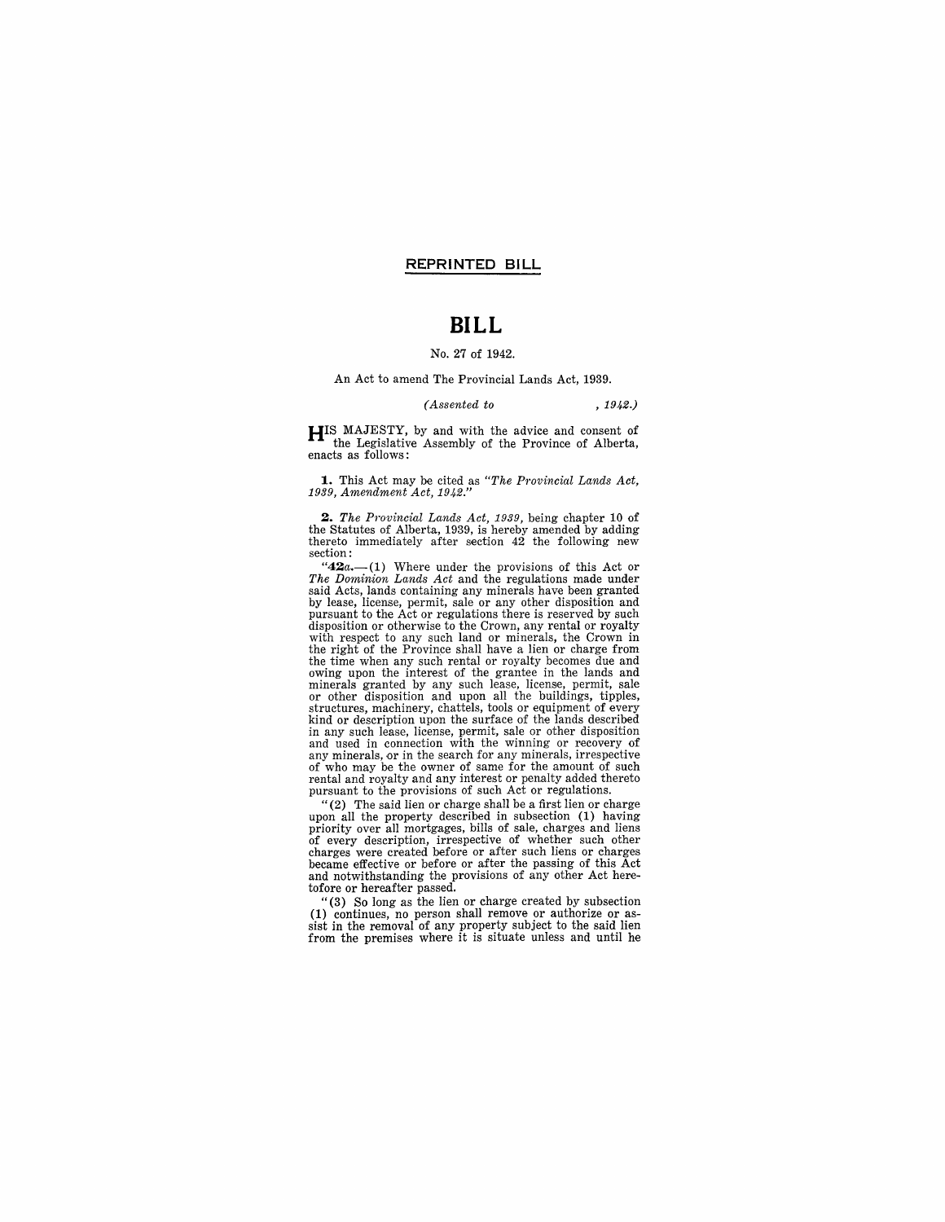**REPRINTED BILL**

# BILL

No. 27 of 1942.

An Act to amend The Provincial Lands Act, 1939.

*(Assented to , 1942.)*

HIS MAJESTY, by and with the advice and consent of the Legislative Assembly of the Province of Alberta, enacts as follows:

**1.** This Act may be cited as *"The Provincial Lands Act, 1939, Amendment Act, 1942."*

**2.** *The Provincial Lands Act, 1939*, being chapter 10 of the Statutes of Alberta, 1939, is hereby amended by adding thereto immediately after section 42 the following new section:

"**42***a*.—(1) Where under the provisions of this Act or *The Dominion Lands Act* and the regulations made under said Acts, lands containing any minerals have been granted by lease, license, permit, sale or any other disposition and pursuant to the Act or regulations there is reserved by such disposition or otherwise to the Crown, any rental or royalty with respect to any such land or minerals, the Crown in the right of the Province shall have a lien or charge from the time when any such rental or royalty becomes due and owing upon the interest of the grantee in the lands and minerals granted by any such lease, license, permit, sale or other disposition and upon all the buildings, tipples, structures, machinery, chattels, tools or equipment of every kind or description upon the surface of the lands described in any such lease, license, permit, sale or other disposition and used in connection with the winning or recovery of any minerals, or in the search for any minerals, irrespective of who may be the owner of same for the amount of such rental and royalty and any interest or penalty added thereto pursuant to the provisions of such Act or regulations.

"(2) The said lien or charge shall be a first lien or charge upon all the property described in subsection (1) having priority over all mortgages, bills of sale, charges and liens of every description, irrespective of whether such other charges were created before or after such liens or charges became effective or before or after the passing of this Act and notwithstanding the provisions of any other Act heretofore or hereafter passed.

"(3) So long as the lien or charge created by subsection (1) continues, no person shall remove or authorize or assist in the removal of any property subject to the said lien from the premises where it is situate unless and until he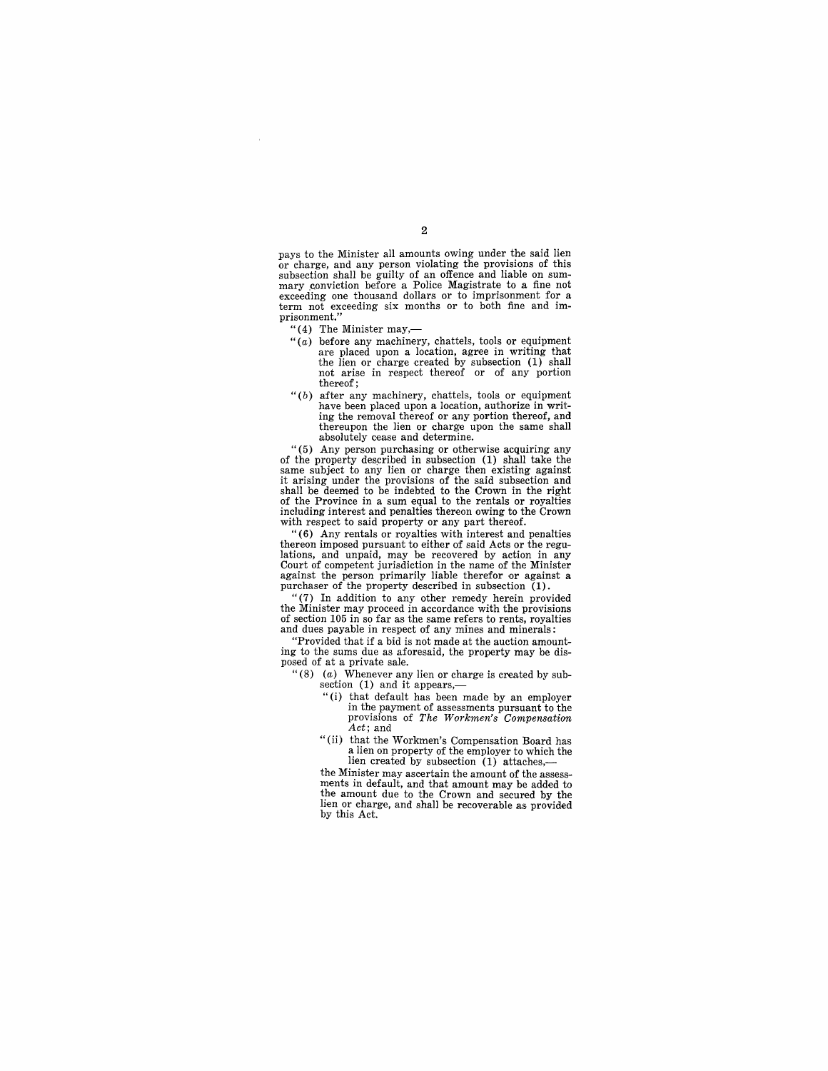pays to the Minister all amounts owing under the said lien or charge, and any person violating the provisions of this subsection shall be guilty of an offence and liable on summary conviction before a Police Magistrate to a fine not exceeding one thousand dollars or to imprisonment for a term not exceeding six months or to both fine and imprisonment."

"(4) The Minister may,—

"(*a*) before any machinery, chattels, tools or equipment are placed upon a location, agree in writing that the lien or charge created by subsection (1) shall not arise in respect thereof or of any portion thereof;

"(*b*) after any machinery, chattels, tools or equipment have been placed upon a location, authorize in writing the removal thereof or any portion thereof, and thereupon the lien or charge upon the same shall absolutely cease and determine.

"(5) Any person purchasing or otherwise acquiring any of the property described in subsection (1) shall take the same subject to any lien or charge then existing against it arising under the provisions of the said subsection and shall be deemed to be indebted to the Crown in the right of the Province in a sum equal to the rentals or royalties including interest and penalties thereon owing to the Crown with respect to said property or any part thereof.

"(6) Any rentals or royalties with interest and penalties thereon imposed pursuant to either of said Acts or the regulations, and unpaid, may be recovered by action in any Court of competent jurisdiction in the name of the Minister against the person primarily liable therefor or against a purchaser of the property described in subsection (1).

"(7) In addition to any other remedy herein provided the Minister may proceed in accordance with the provisions of section 105 in so far as the same refers to rents, royalties and dues payable in respect of any mines and minerals:

"Provided that if a bid is not made at the auction amounting to the sums due as aforesaid, the property may be disposed of at a private sale.

"(8) (*a*) Whenever any lien or charge is created by subsection (1) and it appears,—

"(i) that default has been made by an employer in the payment of assessments pursuant to the provisions of *The Workmen's Compensation Act*; and

"(ii) that the Workmen's Compensation Board has a lien on property of the employer to which the lien created by subsection (1) attaches,—

the Minister may ascertain the amount of the assessments in default, and that amount may be added to the amount due to the Crown and secured by the lien or charge, and shall be recoverable as provided by this Act.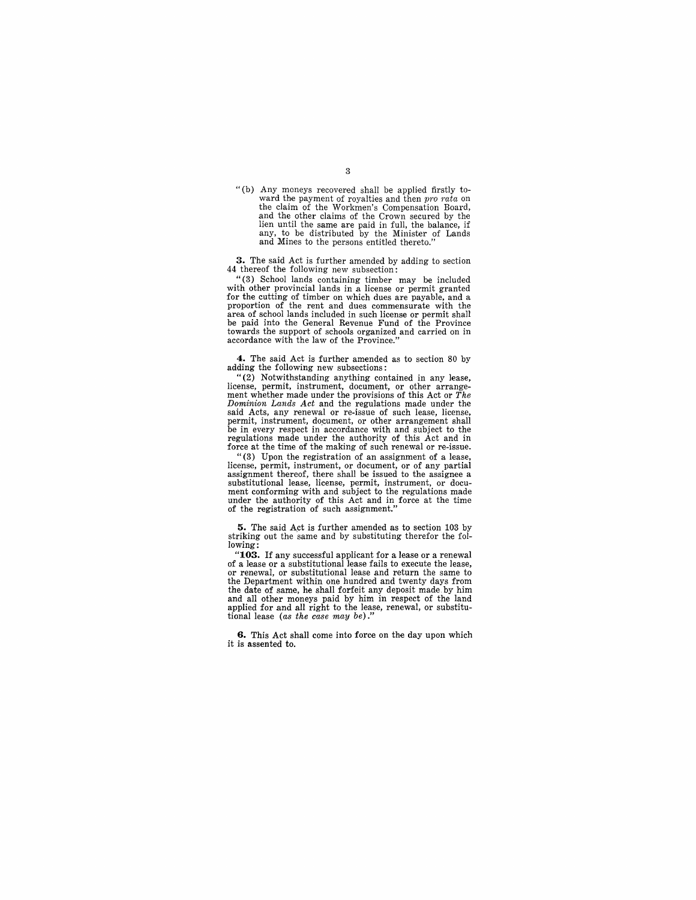"(b) Any moneys recovered shall be applied firstly toward the payment of royalties and then *pro rata* on the claim of the Workmen's Compensation Board, and the other claims of the Crown secured by the lien until the same are paid in full, the balance, if any, to be distributed by the Minister of Lands and Mines to the persons entitled thereto."

**3.** The said Act is further amended by adding to section 44 thereof the following new subsection:

"(3) School lands containing timber may be included with other provincial lands in a license or permit granted for the cutting of timber on which dues are payable, and a proportion of the rent and dues commensurate with the area of school lands included in such license or permit shall be paid into the General Revenue Fund of the Province towards the support of schools organized and carried on in accordance with the law of the Province."

**4.** The said Act is further amended as to section 80 by adding the following new subsections:

"(2) Notwithstanding anything contained in any lease, license, permit, instrument, document, or other arrangement whether made under the provisions of this Act or *The Dominion Lands Act* and the regulations made under the said Acts, any renewal or re-issue of such lease, license, permit, instrument, document, or other arrangement shall be in every respect in accordance with and subject to the regulations made under the authority of this Act and in force at the time of the making of such renewal or re-issue.

"(3) Upon the registration of an assignment of a lease, license, permit, instrument, or document, or of any partial assignment thereof, there shall be issued to the assignee a substitutional lease, license, permit, instrument, or document conforming with and subject to the regulations made under the authority of this Act and in force at the time of the registration of such assignment."

**5.** The said Act is further amended as to section 103 by striking out the same and by substituting therefor the following:

"**103.** If any successful applicant for a lease or a renewal of a lease or a substitutional lease fails to execute the lease, or renewal, or substitutional lease and return the same to the Department within one hundred and twenty days from the date of same, he shall forfeit any deposit made by him and all other moneys paid by him in respect of the land applied for and all right to the lease, renewal, or substitutional lease (*as the case may be*)."

**6.** This Act shall come into force on the day upon which it is assented to.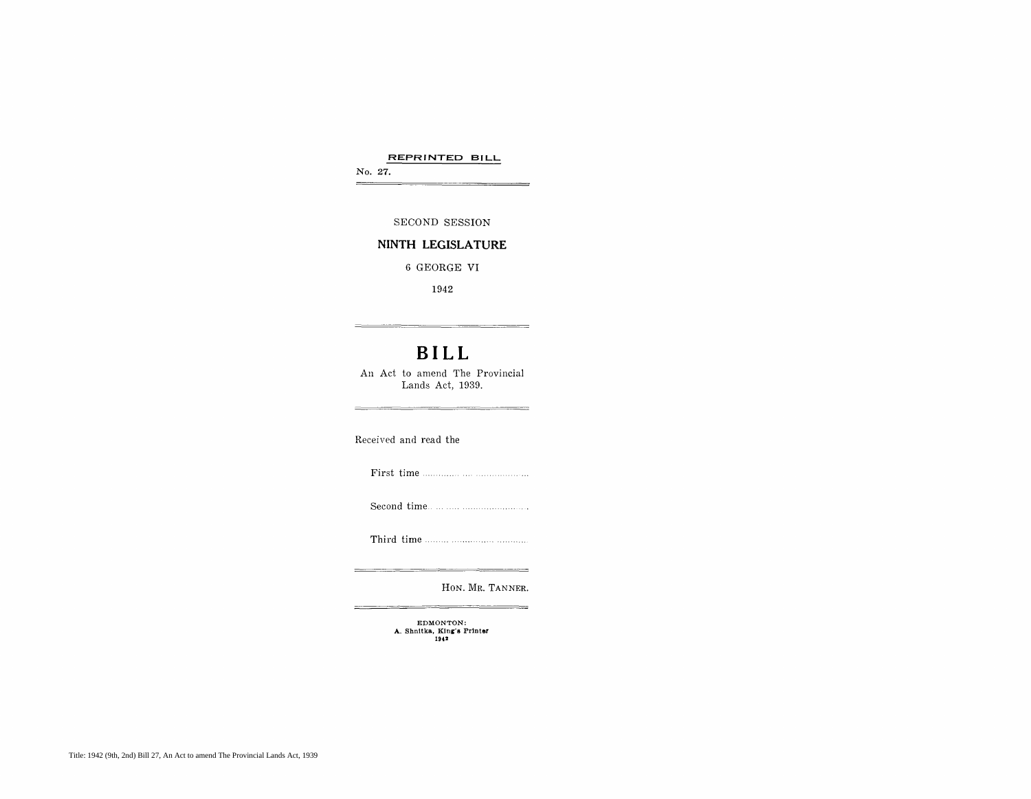**REPRINTED BILL**

No. 27.

SECOND SESSION

## NINTH LEGISLATURE

6 GEORGE VI

1942

# BILL

An Act to amend The Provincial Lands Act, 1939.

Received and read the

First time ..............................

Second time ..............................

Third time ..............................

HON. MR. TANNER.

EDMONTON:
A. Shnitka, King's Printer
1942

Title: 1942 (9th, 2nd) Bill 27, An Act to amend The Provincial Lands Act, 1939